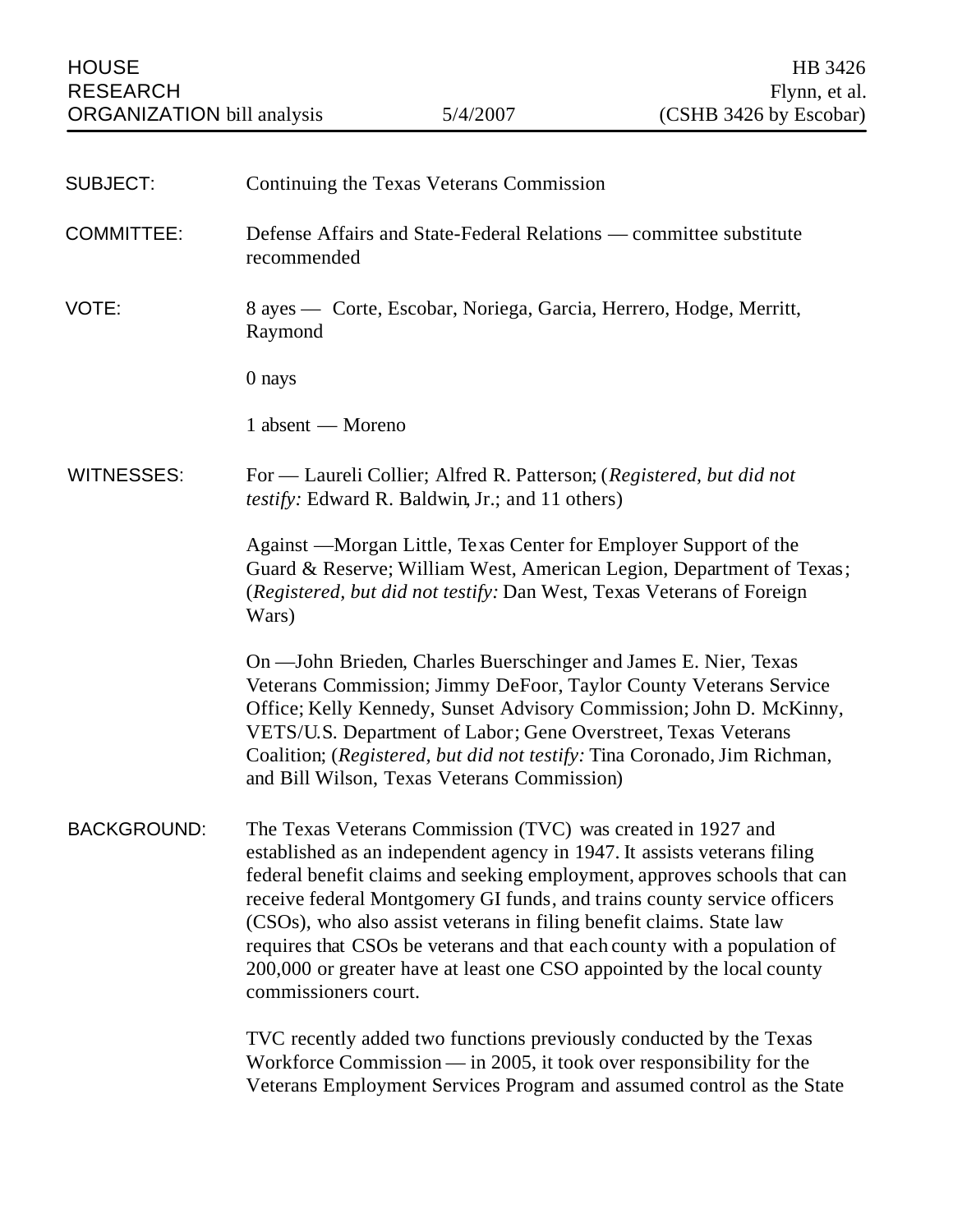HOUSE RESEARCH ORGANIZATION bill analysis — 5/4/2007 — HB 3426 Flynn, et al. (CSHB 3426 by Escobar)

**SUBJECT:** Continuing the Texas Veterans Commission

**COMMITTEE:** Defense Affairs and State-Federal Relations — committee substitute recommended

**VOTE:** 8 ayes — Corte, Escobar, Noriega, Garcia, Herrero, Hodge, Merritt, Raymond

0 nays

1 absent — Moreno

**WITNESSES:** For — Laureli Collier; Alfred R. Patterson; (*Registered, but did not testify:* Edward R. Baldwin, Jr.; and 11 others)

Against —Morgan Little, Texas Center for Employer Support of the Guard & Reserve; William West, American Legion, Department of Texas; (*Registered, but did not testify:* Dan West, Texas Veterans of Foreign Wars)

On —John Brieden, Charles Buerschinger and James E. Nier, Texas Veterans Commission; Jimmy DeFoor, Taylor County Veterans Service Office; Kelly Kennedy, Sunset Advisory Commission; John D. McKinny, VETS/U.S. Department of Labor; Gene Overstreet, Texas Veterans Coalition; (*Registered, but did not testify:* Tina Coronado, Jim Richman, and Bill Wilson, Texas Veterans Commission)

**BACKGROUND:** The Texas Veterans Commission (TVC) was created in 1927 and established as an independent agency in 1947. It assists veterans filing federal benefit claims and seeking employment, approves schools that can receive federal Montgomery GI funds, and trains county service officers (CSOs), who also assist veterans in filing benefit claims. State law requires that CSOs be veterans and that each county with a population of 200,000 or greater have at least one CSO appointed by the local county commissioners court.

TVC recently added two functions previously conducted by the Texas Workforce Commission — in 2005, it took over responsibility for the Veterans Employment Services Program and assumed control as the State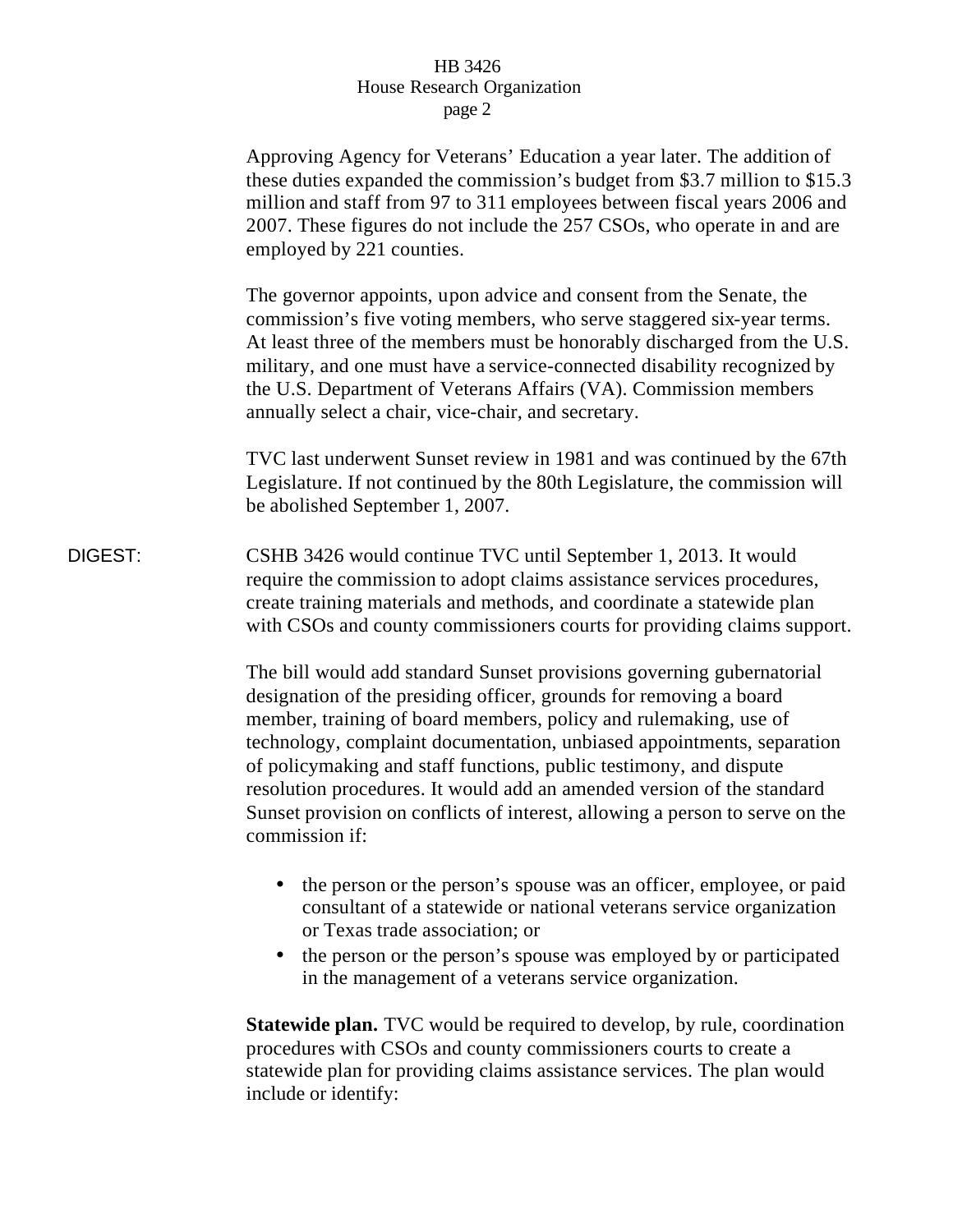Approving Agency for Veterans' Education a year later. The addition of these duties expanded the commission's budget from $3.7 million to $15.3 million and staff from 97 to 311 employees between fiscal years 2006 and 2007. These figures do not include the 257 CSOs, who operate in and are employed by 221 counties.

The governor appoints, upon advice and consent from the Senate, the commission's five voting members, who serve staggered six-year terms. At least three of the members must be honorably discharged from the U.S. military, and one must have a service-connected disability recognized by the U.S. Department of Veterans Affairs (VA). Commission members annually select a chair, vice-chair, and secretary.

TVC last underwent Sunset review in 1981 and was continued by the 67th Legislature. If not continued by the 80th Legislature, the commission will be abolished September 1, 2007.

DIGEST: CSHB 3426 would continue TVC until September 1, 2013. It would require the commission to adopt claims assistance services procedures, create training materials and methods, and coordinate a statewide plan with CSOs and county commissioners courts for providing claims support.

The bill would add standard Sunset provisions governing gubernatorial designation of the presiding officer, grounds for removing a board member, training of board members, policy and rulemaking, use of technology, complaint documentation, unbiased appointments, separation of policymaking and staff functions, public testimony, and dispute resolution procedures. It would add an amended version of the standard Sunset provision on conflicts of interest, allowing a person to serve on the commission if:

- the person or the person's spouse was an officer, employee, or paid consultant of a statewide or national veterans service organization or Texas trade association; or
- the person or the person's spouse was employed by or participated in the management of a veterans service organization.

**Statewide plan.** TVC would be required to develop, by rule, coordination procedures with CSOs and county commissioners courts to create a statewide plan for providing claims assistance services. The plan would include or identify: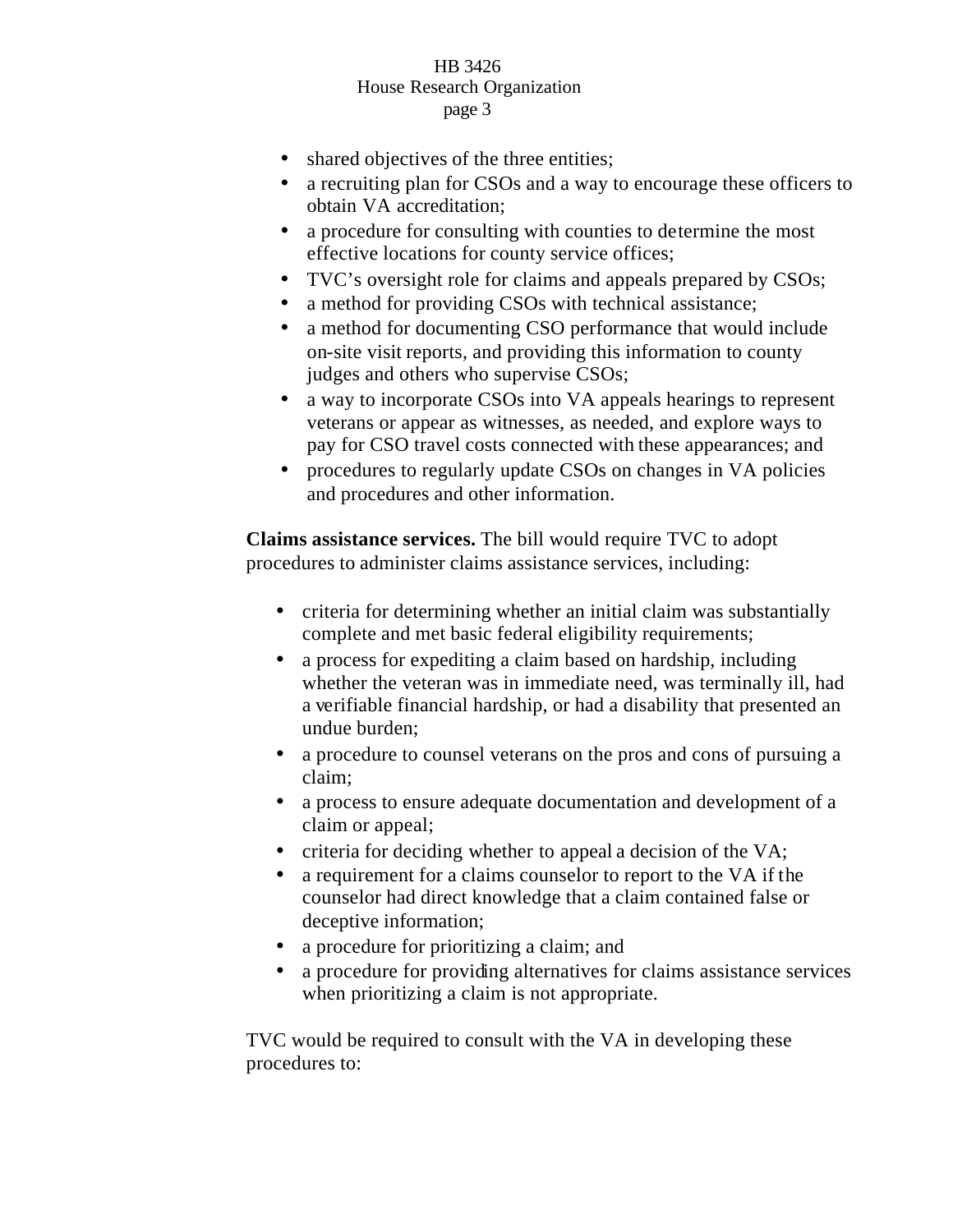- shared objectives of the three entities;
- a recruiting plan for CSOs and a way to encourage these officers to obtain VA accreditation;
- a procedure for consulting with counties to determine the most effective locations for county service offices;
- TVC's oversight role for claims and appeals prepared by CSOs;
- a method for providing CSOs with technical assistance;
- a method for documenting CSO performance that would include on-site visit reports, and providing this information to county judges and others who supervise CSOs;
- a way to incorporate CSOs into VA appeals hearings to represent veterans or appear as witnesses, as needed, and explore ways to pay for CSO travel costs connected with these appearances; and
- procedures to regularly update CSOs on changes in VA policies and procedures and other information.

**Claims assistance services.** The bill would require TVC to adopt procedures to administer claims assistance services, including:

- criteria for determining whether an initial claim was substantially complete and met basic federal eligibility requirements;
- a process for expediting a claim based on hardship, including whether the veteran was in immediate need, was terminally ill, had a verifiable financial hardship, or had a disability that presented an undue burden;
- a procedure to counsel veterans on the pros and cons of pursuing a claim;
- a process to ensure adequate documentation and development of a claim or appeal;
- criteria for deciding whether to appeal a decision of the VA;
- a requirement for a claims counselor to report to the VA if the counselor had direct knowledge that a claim contained false or deceptive information;
- a procedure for prioritizing a claim; and
- a procedure for providing alternatives for claims assistance services when prioritizing a claim is not appropriate.

TVC would be required to consult with the VA in developing these procedures to: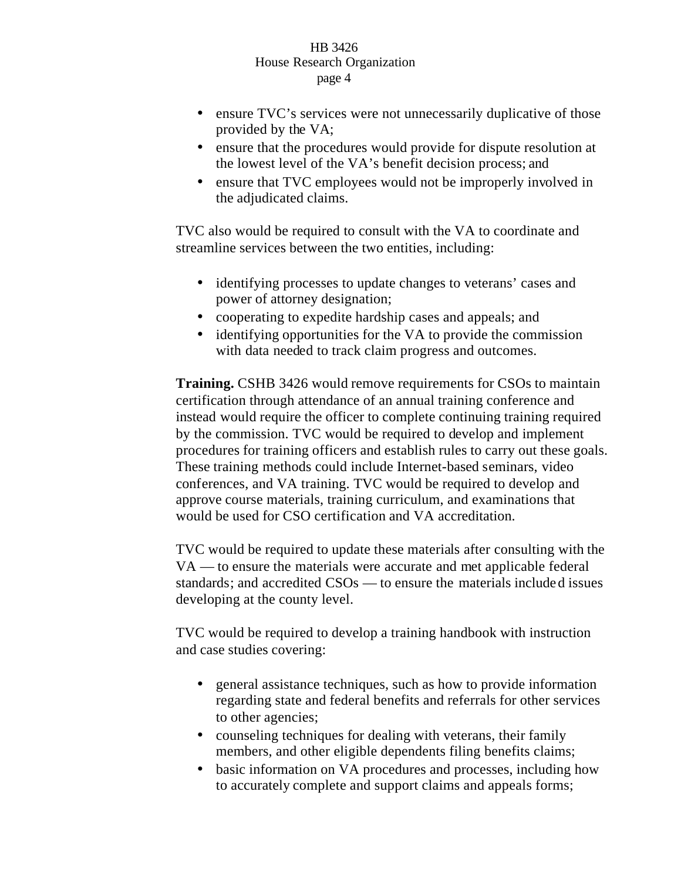- ensure TVC's services were not unnecessarily duplicative of those provided by the VA;
- ensure that the procedures would provide for dispute resolution at the lowest level of the VA's benefit decision process; and
- ensure that TVC employees would not be improperly involved in the adjudicated claims.

TVC also would be required to consult with the VA to coordinate and streamline services between the two entities, including:

- identifying processes to update changes to veterans' cases and power of attorney designation;
- cooperating to expedite hardship cases and appeals; and
- identifying opportunities for the VA to provide the commission with data needed to track claim progress and outcomes.

**Training.** CSHB 3426 would remove requirements for CSOs to maintain certification through attendance of an annual training conference and instead would require the officer to complete continuing training required by the commission. TVC would be required to develop and implement procedures for training officers and establish rules to carry out these goals. These training methods could include Internet-based seminars, video conferences, and VA training. TVC would be required to develop and approve course materials, training curriculum, and examinations that would be used for CSO certification and VA accreditation.

TVC would be required to update these materials after consulting with the VA — to ensure the materials were accurate and met applicable federal standards; and accredited CSOs — to ensure the materials included issues developing at the county level.

TVC would be required to develop a training handbook with instruction and case studies covering:

- general assistance techniques, such as how to provide information regarding state and federal benefits and referrals for other services to other agencies;
- counseling techniques for dealing with veterans, their family members, and other eligible dependents filing benefits claims;
- basic information on VA procedures and processes, including how to accurately complete and support claims and appeals forms;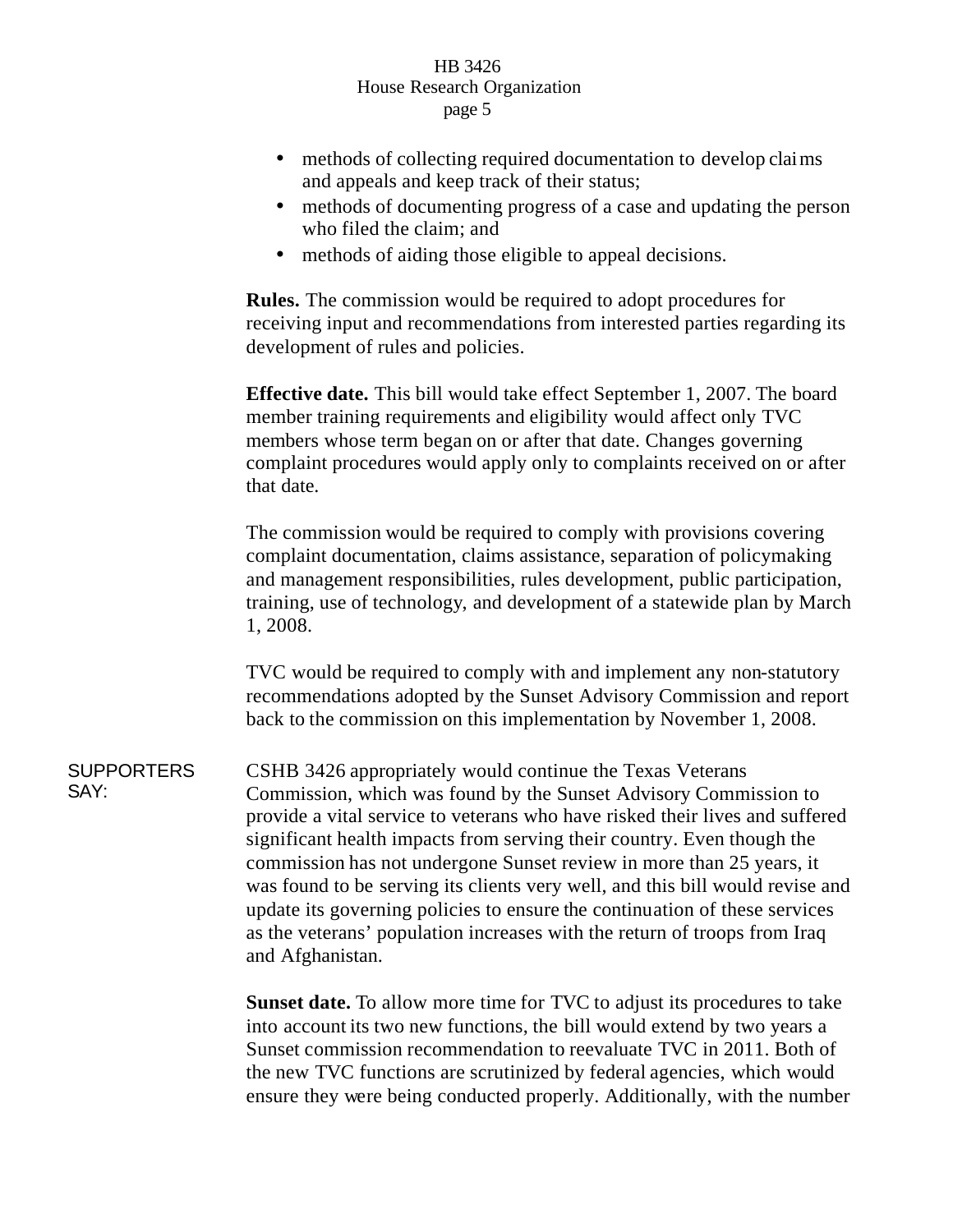- methods of collecting required documentation to develop claims and appeals and keep track of their status;
- methods of documenting progress of a case and updating the person who filed the claim; and
- methods of aiding those eligible to appeal decisions.

**Rules.** The commission would be required to adopt procedures for receiving input and recommendations from interested parties regarding its development of rules and policies.

**Effective date.** This bill would take effect September 1, 2007. The board member training requirements and eligibility would affect only TVC members whose term began on or after that date. Changes governing complaint procedures would apply only to complaints received on or after that date.

The commission would be required to comply with provisions covering complaint documentation, claims assistance, separation of policymaking and management responsibilities, rules development, public participation, training, use of technology, and development of a statewide plan by March 1, 2008.

TVC would be required to comply with and implement any non-statutory recommendations adopted by the Sunset Advisory Commission and report back to the commission on this implementation by November 1, 2008.

SUPPORTERS SAY:

CSHB 3426 appropriately would continue the Texas Veterans Commission, which was found by the Sunset Advisory Commission to provide a vital service to veterans who have risked their lives and suffered significant health impacts from serving their country. Even though the commission has not undergone Sunset review in more than 25 years, it was found to be serving its clients very well, and this bill would revise and update its governing policies to ensure the continuation of these services as the veterans' population increases with the return of troops from Iraq and Afghanistan.

**Sunset date.** To allow more time for TVC to adjust its procedures to take into account its two new functions, the bill would extend by two years a Sunset commission recommendation to reevaluate TVC in 2011. Both of the new TVC functions are scrutinized by federal agencies, which would ensure they were being conducted properly. Additionally, with the number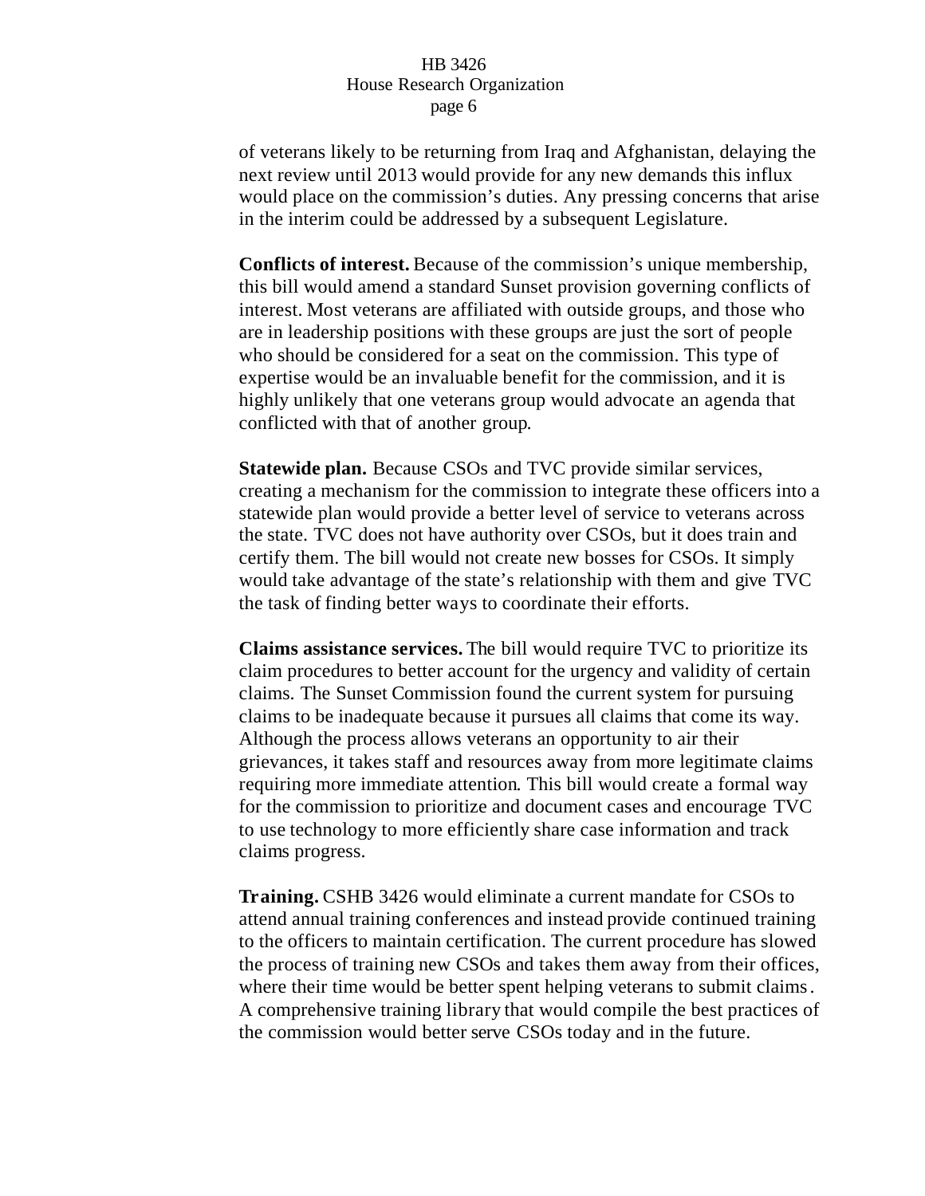of veterans likely to be returning from Iraq and Afghanistan, delaying the next review until 2013 would provide for any new demands this influx would place on the commission's duties. Any pressing concerns that arise in the interim could be addressed by a subsequent Legislature.

**Conflicts of interest.** Because of the commission's unique membership, this bill would amend a standard Sunset provision governing conflicts of interest. Most veterans are affiliated with outside groups, and those who are in leadership positions with these groups are just the sort of people who should be considered for a seat on the commission. This type of expertise would be an invaluable benefit for the commission, and it is highly unlikely that one veterans group would advocate an agenda that conflicted with that of another group.

**Statewide plan.** Because CSOs and TVC provide similar services, creating a mechanism for the commission to integrate these officers into a statewide plan would provide a better level of service to veterans across the state. TVC does not have authority over CSOs, but it does train and certify them. The bill would not create new bosses for CSOs. It simply would take advantage of the state's relationship with them and give TVC the task of finding better ways to coordinate their efforts.

**Claims assistance services.** The bill would require TVC to prioritize its claim procedures to better account for the urgency and validity of certain claims. The Sunset Commission found the current system for pursuing claims to be inadequate because it pursues all claims that come its way. Although the process allows veterans an opportunity to air their grievances, it takes staff and resources away from more legitimate claims requiring more immediate attention. This bill would create a formal way for the commission to prioritize and document cases and encourage TVC to use technology to more efficiently share case information and track claims progress.

**Training.** CSHB 3426 would eliminate a current mandate for CSOs to attend annual training conferences and instead provide continued training to the officers to maintain certification. The current procedure has slowed the process of training new CSOs and takes them away from their offices, where their time would be better spent helping veterans to submit claims. A comprehensive training library that would compile the best practices of the commission would better serve CSOs today and in the future.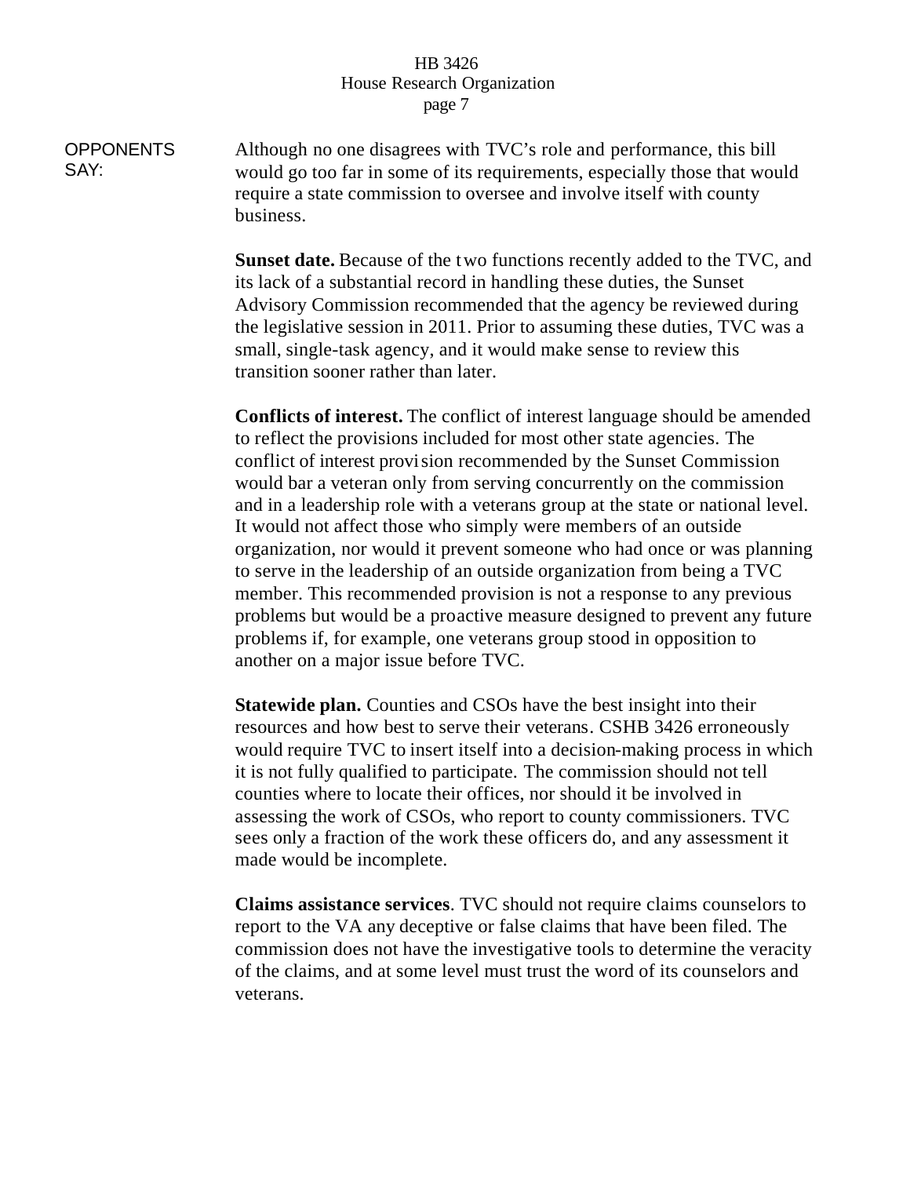**OPPONENTS SAY:** Although no one disagrees with TVC's role and performance, this bill would go too far in some of its requirements, especially those that would require a state commission to oversee and involve itself with county business.

**Sunset date.** Because of the two functions recently added to the TVC, and its lack of a substantial record in handling these duties, the Sunset Advisory Commission recommended that the agency be reviewed during the legislative session in 2011. Prior to assuming these duties, TVC was a small, single-task agency, and it would make sense to review this transition sooner rather than later.

**Conflicts of interest.** The conflict of interest language should be amended to reflect the provisions included for most other state agencies. The conflict of interest provision recommended by the Sunset Commission would bar a veteran only from serving concurrently on the commission and in a leadership role with a veterans group at the state or national level. It would not affect those who simply were members of an outside organization, nor would it prevent someone who had once or was planning to serve in the leadership of an outside organization from being a TVC member. This recommended provision is not a response to any previous problems but would be a proactive measure designed to prevent any future problems if, for example, one veterans group stood in opposition to another on a major issue before TVC.

**Statewide plan.** Counties and CSOs have the best insight into their resources and how best to serve their veterans. CSHB 3426 erroneously would require TVC to insert itself into a decision-making process in which it is not fully qualified to participate. The commission should not tell counties where to locate their offices, nor should it be involved in assessing the work of CSOs, who report to county commissioners. TVC sees only a fraction of the work these officers do, and any assessment it made would be incomplete.

**Claims assistance services**. TVC should not require claims counselors to report to the VA any deceptive or false claims that have been filed. The commission does not have the investigative tools to determine the veracity of the claims, and at some level must trust the word of its counselors and veterans.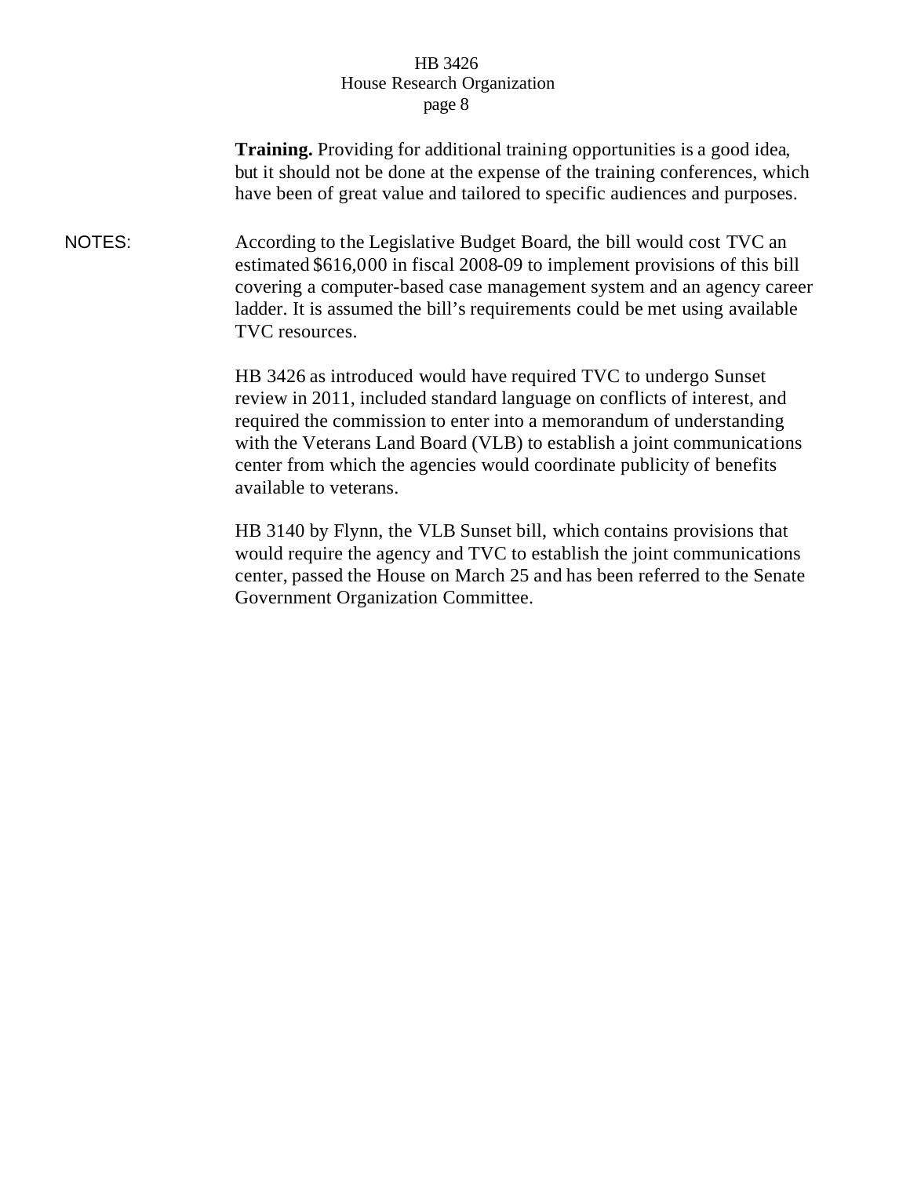**Training.** Providing for additional training opportunities is a good idea, but it should not be done at the expense of the training conferences, which have been of great value and tailored to specific audiences and purposes.

NOTES: According to the Legislative Budget Board, the bill would cost TVC an estimated $616,000 in fiscal 2008-09 to implement provisions of this bill covering a computer-based case management system and an agency career ladder. It is assumed the bill's requirements could be met using available TVC resources.

HB 3426 as introduced would have required TVC to undergo Sunset review in 2011, included standard language on conflicts of interest, and required the commission to enter into a memorandum of understanding with the Veterans Land Board (VLB) to establish a joint communications center from which the agencies would coordinate publicity of benefits available to veterans.

HB 3140 by Flynn, the VLB Sunset bill, which contains provisions that would require the agency and TVC to establish the joint communications center, passed the House on March 25 and has been referred to the Senate Government Organization Committee.